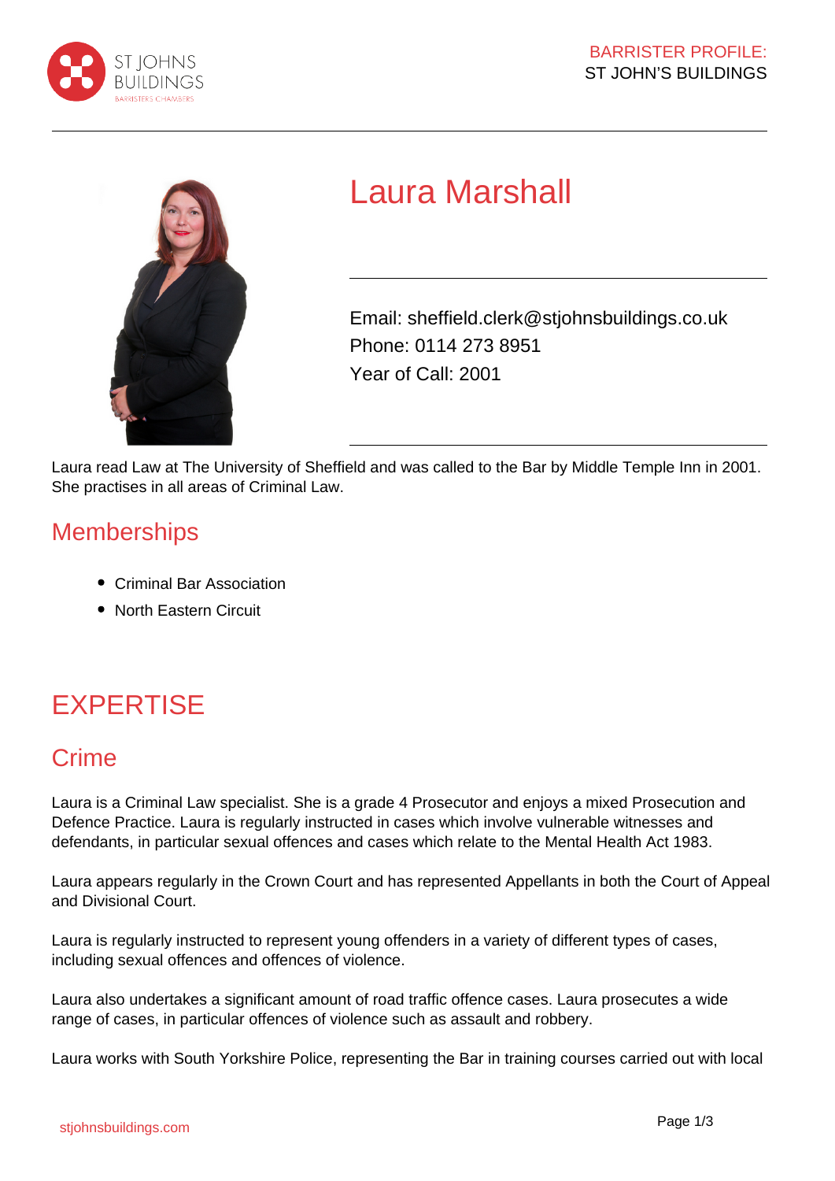# Laura Marshall

Email: sheffield.clerk@stjohnsbuildings.co.uk
Phone: 0114 273 8951
Year of Call: 2001

Laura read Law at The University of Sheffield and was called to the Bar by Middle Temple Inn in 2001. She practises in all areas of Criminal Law.

## Memberships

- Criminal Bar Association
- North Eastern Circuit

# EXPERTISE

## Crime

Laura is a Criminal Law specialist. She is a grade 4 Prosecutor and enjoys a mixed Prosecution and Defence Practice. Laura is regularly instructed in cases which involve vulnerable witnesses and defendants, in particular sexual offences and cases which relate to the Mental Health Act 1983.

Laura appears regularly in the Crown Court and has represented Appellants in both the Court of Appeal and Divisional Court.

Laura is regularly instructed to represent young offenders in a variety of different types of cases, including sexual offences and offences of violence.

Laura also undertakes a significant amount of road traffic offence cases. Laura prosecutes a wide range of cases, in particular offences of violence such as assault and robbery.

Laura works with South Yorkshire Police, representing the Bar in training courses carried out with local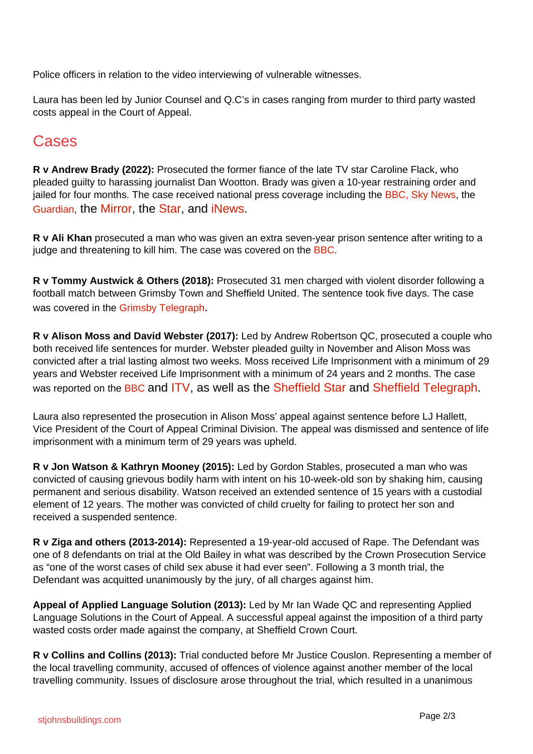Police officers in relation to the video interviewing of vulnerable witnesses.

Laura has been led by Junior Counsel and Q.C's in cases ranging from murder to third party wasted costs appeal in the Court of Appeal.

## Cases

**R v Andrew Brady (2022):** Prosecuted the former fiance of the late TV star Caroline Flack, who pleaded guilty to harassing journalist Dan Wootton. Brady was given a 10-year restraining order and jailed for four months. The case received national press coverage including the BBC, Sky News, the Guardian, the Mirror, the Star, and iNews.

**R v Ali Khan** prosecuted a man who was given an extra seven-year prison sentence after writing to a judge and threatening to kill him. The case was covered on the BBC.

**R v Tommy Austwick & Others (2018):** Prosecuted 31 men charged with violent disorder following a football match between Grimsby Town and Sheffield United. The sentence took five days. The case was covered in the Grimsby Telegraph.

**R v Alison Moss and David Webster (2017):** Led by Andrew Robertson QC, prosecuted a couple who both received life sentences for murder. Webster pleaded guilty in November and Alison Moss was convicted after a trial lasting almost two weeks. Moss received Life Imprisonment with a minimum of 29 years and Webster received Life Imprisonment with a minimum of 24 years and 2 months. The case was reported on the BBC and ITV, as well as the Sheffield Star and Sheffield Telegraph.

Laura also represented the prosecution in Alison Moss' appeal against sentence before LJ Hallett, Vice President of the Court of Appeal Criminal Division. The appeal was dismissed and sentence of life imprisonment with a minimum term of 29 years was upheld.

**R v Jon Watson & Kathryn Mooney (2015):** Led by Gordon Stables, prosecuted a man who was convicted of causing grievous bodily harm with intent on his 10-week-old son by shaking him, causing permanent and serious disability. Watson received an extended sentence of 15 years with a custodial element of 12 years. The mother was convicted of child cruelty for failing to protect her son and received a suspended sentence.

**R v Ziga and others (2013-2014):** Represented a 19-year-old accused of Rape. The Defendant was one of 8 defendants on trial at the Old Bailey in what was described by the Crown Prosecution Service as "one of the worst cases of child sex abuse it had ever seen". Following a 3 month trial, the Defendant was acquitted unanimously by the jury, of all charges against him.

**Appeal of Applied Language Solution (2013):** Led by Mr Ian Wade QC and representing Applied Language Solutions in the Court of Appeal. A successful appeal against the imposition of a third party wasted costs order made against the company, at Sheffield Crown Court.

**R v Collins and Collins (2013):** Trial conducted before Mr Justice Couslon. Representing a member of the local travelling community, accused of offences of violence against another member of the local travelling community. Issues of disclosure arose throughout the trial, which resulted in a unanimous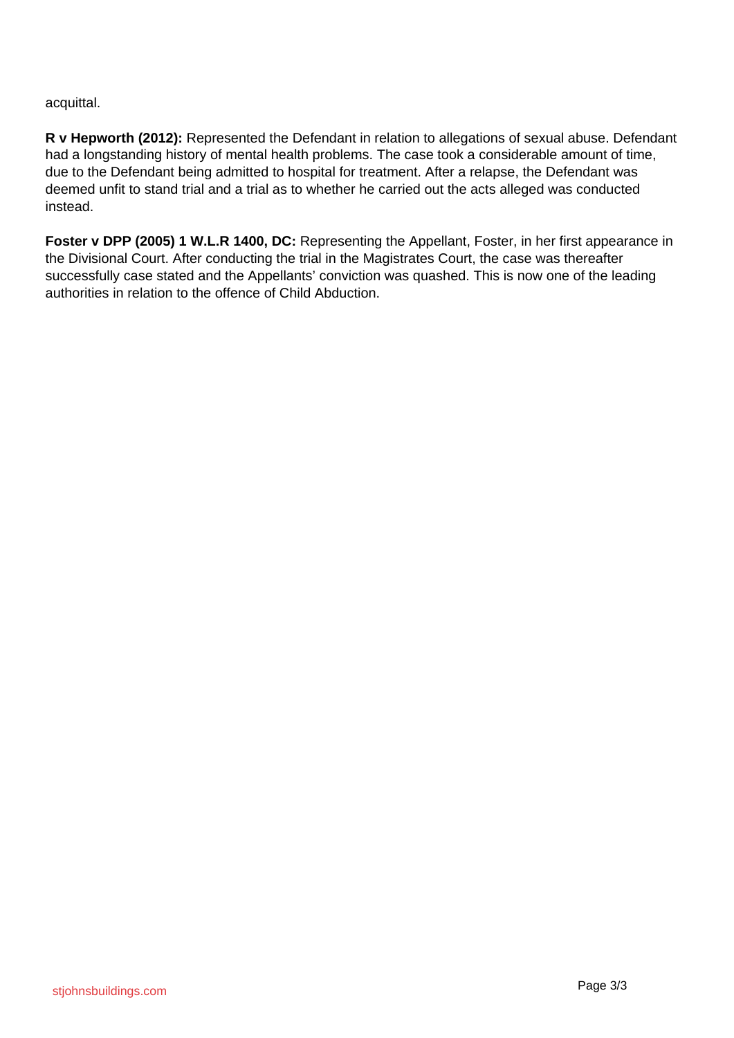acquittal.

**R v Hepworth (2012):** Represented the Defendant in relation to allegations of sexual abuse. Defendant had a longstanding history of mental health problems. The case took a considerable amount of time, due to the Defendant being admitted to hospital for treatment. After a relapse, the Defendant was deemed unfit to stand trial and a trial as to whether he carried out the acts alleged was conducted instead.

**Foster v DPP (2005) 1 W.L.R 1400, DC:** Representing the Appellant, Foster, in her first appearance in the Divisional Court. After conducting the trial in the Magistrates Court, the case was thereafter successfully case stated and the Appellants' conviction was quashed. This is now one of the leading authorities in relation to the offence of Child Abduction.